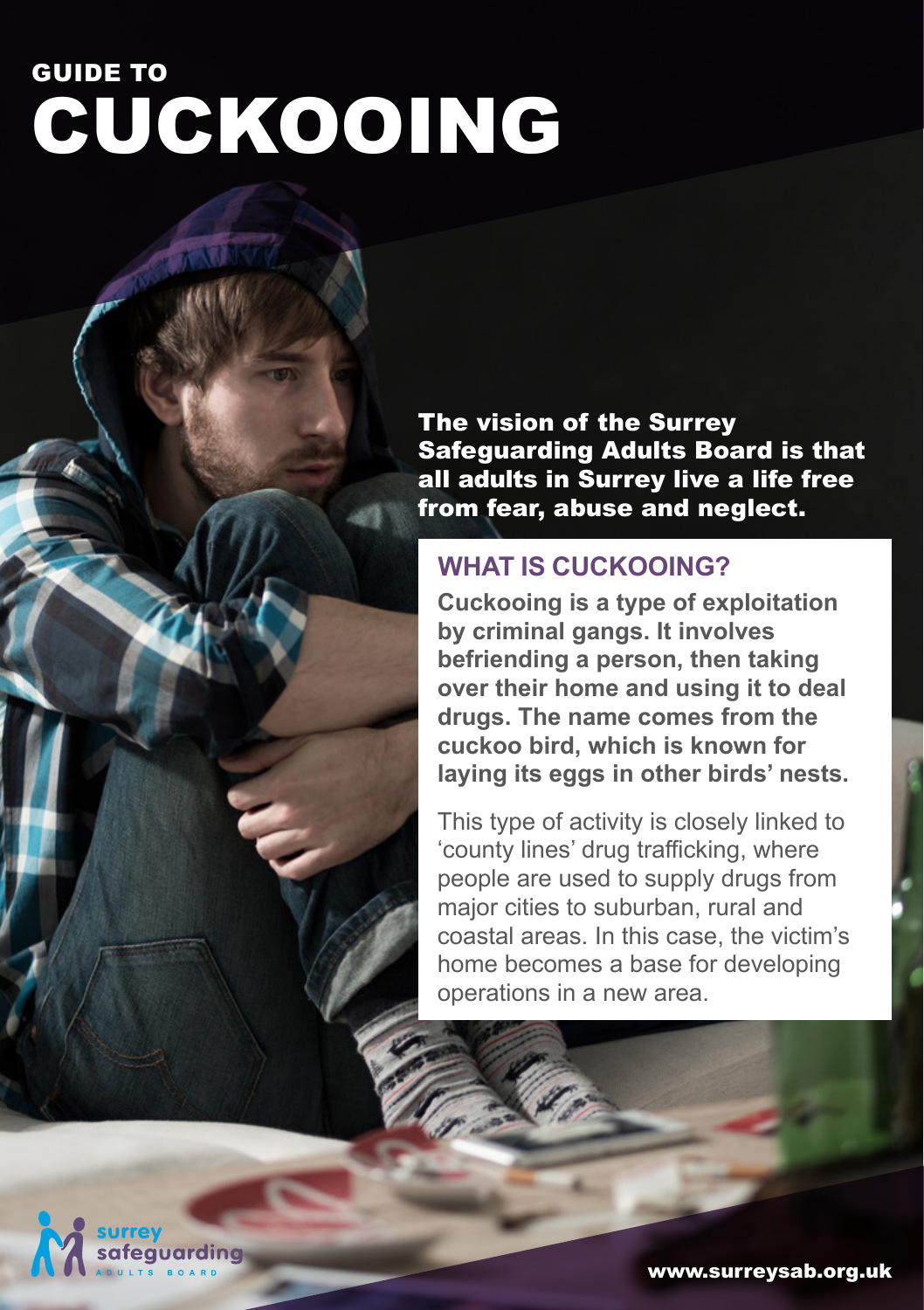GUIDE TO

# CUCKOOING

**The vision of the Surrey Safeguarding Adults Board is that all adults in Surrey live a life free from fear, abuse and neglect.**

## WHAT IS CUCKOOING?

**Cuckooing is a type of exploitation by criminal gangs. It involves befriending a person, then taking over their home and using it to deal drugs. The name comes from the cuckoo bird, which is known for laying its eggs in other birds' nests.**

This type of activity is closely linked to 'county lines' drug trafficking, where people are used to supply drugs from major cities to suburban, rural and coastal areas. In this case, the victim's home becomes a base for developing operations in a new area.

surrey safeguarding ADULTS BOARD

www.surreysab.org.uk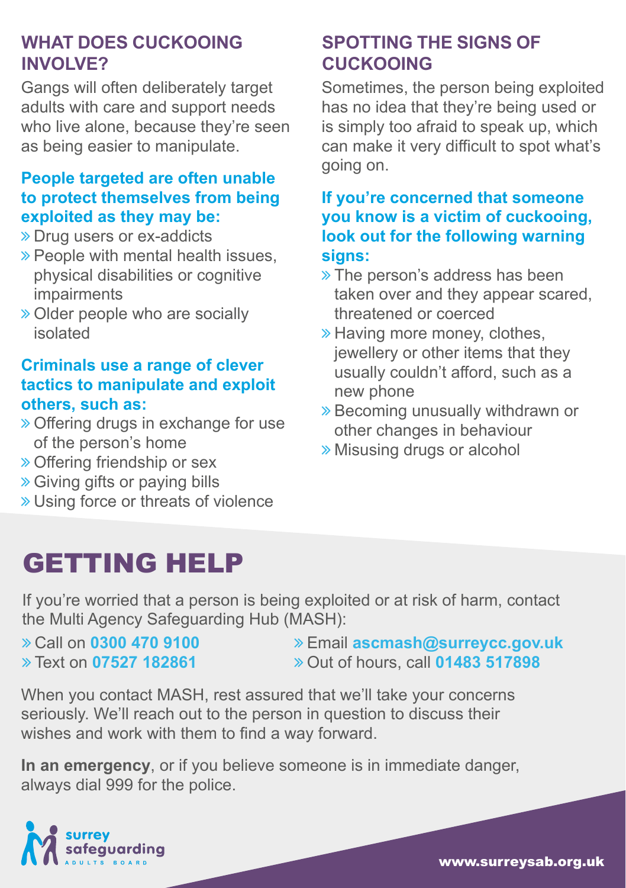## WHAT DOES CUCKOOING INVOLVE?

Gangs will often deliberately target adults with care and support needs who live alone, because they're seen as being easier to manipulate.

**People targeted are often unable to protect themselves from being exploited as they may be:**

- Drug users or ex-addicts
- People with mental health issues, physical disabilities or cognitive impairments
- Older people who are socially isolated

**Criminals use a range of clever tactics to manipulate and exploit others, such as:**

- Offering drugs in exchange for use of the person's home
- Offering friendship or sex
- Giving gifts or paying bills
- Using force or threats of violence

## SPOTTING THE SIGNS OF CUCKOOING

Sometimes, the person being exploited has no idea that they're being used or is simply too afraid to speak up, which can make it very difficult to spot what's going on.

**If you're concerned that someone you know is a victim of cuckooing, look out for the following warning signs:**

- The person's address has been taken over and they appear scared, threatened or coerced
- Having more money, clothes, jewellery or other items that they usually couldn't afford, such as a new phone
- Becoming unusually withdrawn or other changes in behaviour
- Misusing drugs or alcohol

# GETTING HELP

If you're worried that a person is being exploited or at risk of harm, contact the Multi Agency Safeguarding Hub (MASH):

- Call on **0300 470 9100**
- Text on **07527 182861**
- Email **ascmash@surreycc.gov.uk**
- Out of hours, call **01483 517898**

When you contact MASH, rest assured that we'll take your concerns seriously. We'll reach out to the person in question to discuss their wishes and work with them to find a way forward.

**In an emergency**, or if you believe someone is in immediate danger, always dial 999 for the police.

surrey safeguarding ADULTS BOARD

www.surreysab.org.uk